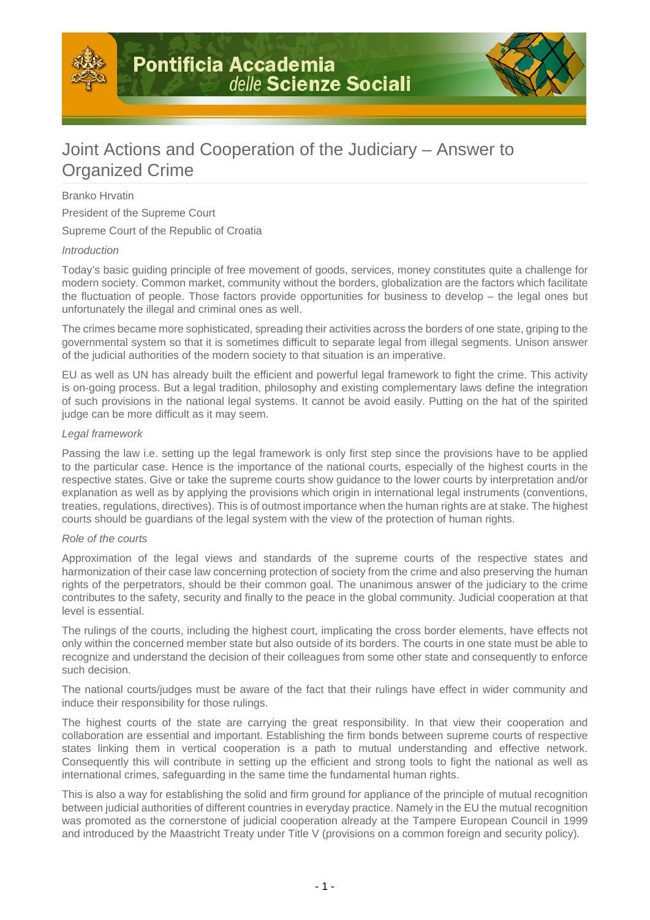# Joint Actions and Cooperation of the Judiciary – Answer to Organized Crime

Branko Hrvatin

President of the Supreme Court

Supreme Court of the Republic of Croatia

*Introduction*

Today's basic guiding principle of free movement of goods, services, money constitutes quite a challenge for modern society. Common market, community without the borders, globalization are the factors which facilitate the fluctuation of people. Those factors provide opportunities for business to develop – the legal ones but unfortunately the illegal and criminal ones as well.

The crimes became more sophisticated, spreading their activities across the borders of one state, griping to the governmental system so that it is sometimes difficult to separate legal from illegal segments. Unison answer of the judicial authorities of the modern society to that situation is an imperative.

EU as well as UN has already built the efficient and powerful legal framework to fight the crime. This activity is on-going process. But a legal tradition, philosophy and existing complementary laws define the integration of such provisions in the national legal systems. It cannot be avoid easily. Putting on the hat of the spirited judge can be more difficult as it may seem.

*Legal framework*

Passing the law i.e. setting up the legal framework is only first step since the provisions have to be applied to the particular case. Hence is the importance of the national courts, especially of the highest courts in the respective states. Give or take the supreme courts show guidance to the lower courts by interpretation and/or explanation as well as by applying the provisions which origin in international legal instruments (conventions, treaties, regulations, directives). This is of outmost importance when the human rights are at stake. The highest courts should be guardians of the legal system with the view of the protection of human rights.

*Role of the courts*

Approximation of the legal views and standards of the supreme courts of the respective states and harmonization of their case law concerning protection of society from the crime and also preserving the human rights of the perpetrators, should be their common goal. The unanimous answer of the judiciary to the crime contributes to the safety, security and finally to the peace in the global community. Judicial cooperation at that level is essential.

The rulings of the courts, including the highest court, implicating the cross border elements, have effects not only within the concerned member state but also outside of its borders. The courts in one state must be able to recognize and understand the decision of their colleagues from some other state and consequently to enforce such decision.

The national courts/judges must be aware of the fact that their rulings have effect in wider community and induce their responsibility for those rulings.

The highest courts of the state are carrying the great responsibility. In that view their cooperation and collaboration are essential and important. Establishing the firm bonds between supreme courts of respective states linking them in vertical cooperation is a path to mutual understanding and effective network. Consequently this will contribute in setting up the efficient and strong tools to fight the national as well as international crimes, safeguarding in the same time the fundamental human rights.

This is also a way for establishing the solid and firm ground for appliance of the principle of mutual recognition between judicial authorities of different countries in everyday practice. Namely in the EU the mutual recognition was promoted as the cornerstone of judicial cooperation already at the Tampere European Council in 1999 and introduced by the Maastricht Treaty under Title V (provisions on a common foreign and security policy).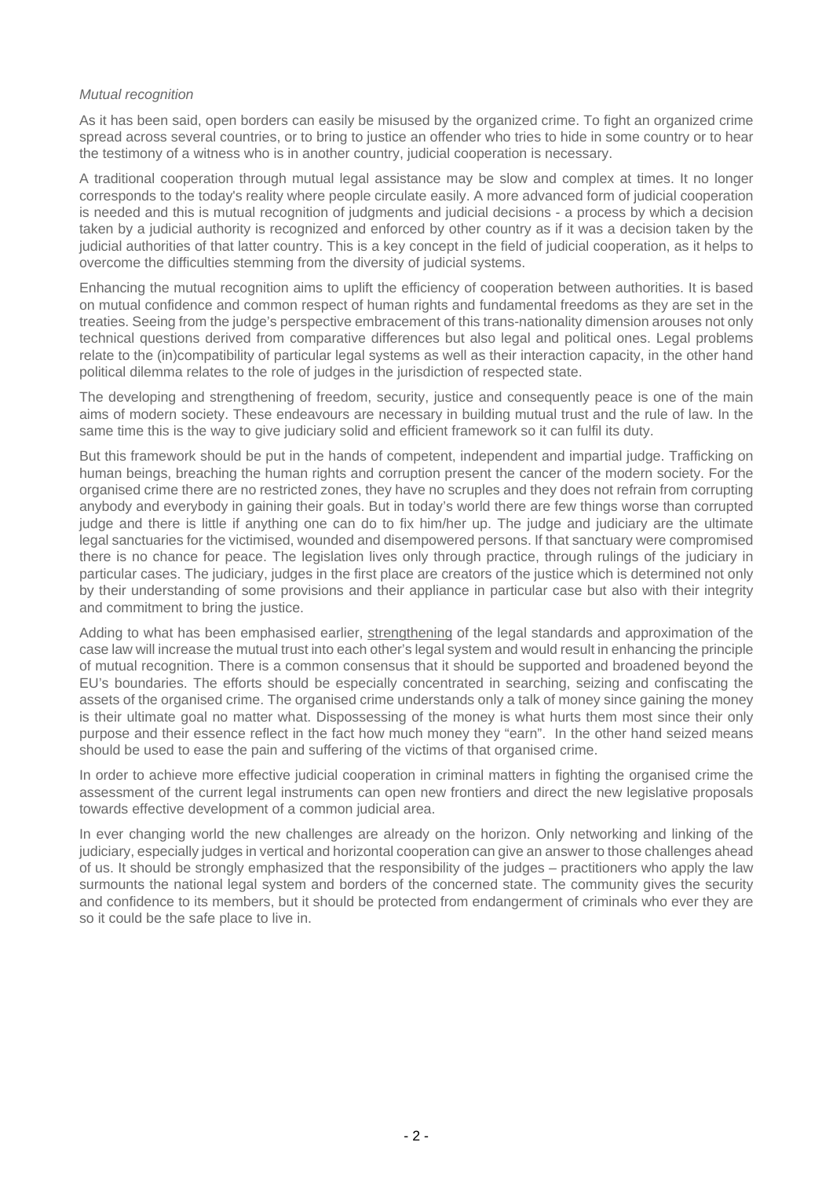*Mutual recognition*

As it has been said, open borders can easily be misused by the organized crime. To fight an organized crime spread across several countries, or to bring to justice an offender who tries to hide in some country or to hear the testimony of a witness who is in another country, judicial cooperation is necessary.

A traditional cooperation through mutual legal assistance may be slow and complex at times. It no longer corresponds to the today's reality where people circulate easily. A more advanced form of judicial cooperation is needed and this is mutual recognition of judgments and judicial decisions - a process by which a decision taken by a judicial authority is recognized and enforced by other country as if it was a decision taken by the judicial authorities of that latter country. This is a key concept in the field of judicial cooperation, as it helps to overcome the difficulties stemming from the diversity of judicial systems.

Enhancing the mutual recognition aims to uplift the efficiency of cooperation between authorities. It is based on mutual confidence and common respect of human rights and fundamental freedoms as they are set in the treaties. Seeing from the judge's perspective embracement of this trans-nationality dimension arouses not only technical questions derived from comparative differences but also legal and political ones. Legal problems relate to the (in)compatibility of particular legal systems as well as their interaction capacity, in the other hand political dilemma relates to the role of judges in the jurisdiction of respected state.

The developing and strengthening of freedom, security, justice and consequently peace is one of the main aims of modern society. These endeavours are necessary in building mutual trust and the rule of law. In the same time this is the way to give judiciary solid and efficient framework so it can fulfil its duty.

But this framework should be put in the hands of competent, independent and impartial judge. Trafficking on human beings, breaching the human rights and corruption present the cancer of the modern society. For the organised crime there are no restricted zones, they have no scruples and they does not refrain from corrupting anybody and everybody in gaining their goals. But in today's world there are few things worse than corrupted judge and there is little if anything one can do to fix him/her up. The judge and judiciary are the ultimate legal sanctuaries for the victimised, wounded and disempowered persons. If that sanctuary were compromised there is no chance for peace. The legislation lives only through practice, through rulings of the judiciary in particular cases. The judiciary, judges in the first place are creators of the justice which is determined not only by their understanding of some provisions and their appliance in particular case but also with their integrity and commitment to bring the justice.

Adding to what has been emphasised earlier, strengthening of the legal standards and approximation of the case law will increase the mutual trust into each other's legal system and would result in enhancing the principle of mutual recognition. There is a common consensus that it should be supported and broadened beyond the EU's boundaries. The efforts should be especially concentrated in searching, seizing and confiscating the assets of the organised crime. The organised crime understands only a talk of money since gaining the money is their ultimate goal no matter what. Dispossessing of the money is what hurts them most since their only purpose and their essence reflect in the fact how much money they "earn". In the other hand seized means should be used to ease the pain and suffering of the victims of that organised crime.

In order to achieve more effective judicial cooperation in criminal matters in fighting the organised crime the assessment of the current legal instruments can open new frontiers and direct the new legislative proposals towards effective development of a common judicial area.

In ever changing world the new challenges are already on the horizon. Only networking and linking of the judiciary, especially judges in vertical and horizontal cooperation can give an answer to those challenges ahead of us. It should be strongly emphasized that the responsibility of the judges – practitioners who apply the law surmounts the national legal system and borders of the concerned state. The community gives the security and confidence to its members, but it should be protected from endangerment of criminals who ever they are so it could be the safe place to live in.